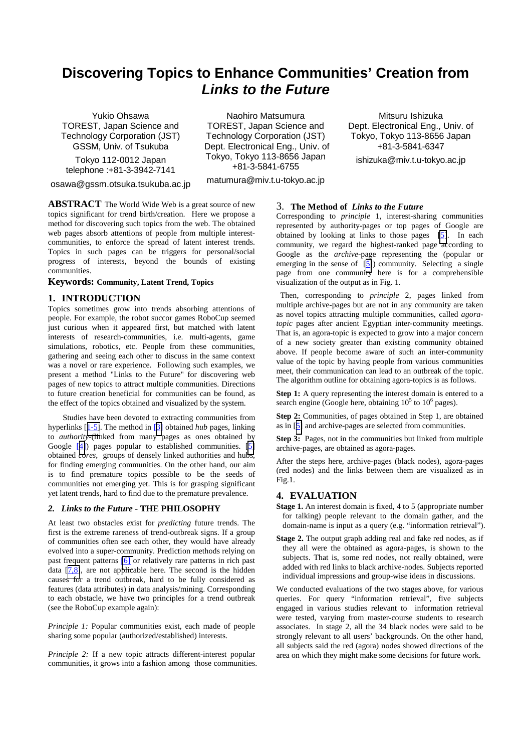# Discovering Topics to Enhance Communities' Creation from *Links to the Future*

Yukio Ohsawa
TOREST, Japan Science and Technology Corporation (JST)
GSSM, Univ. of Tsukuba
Tokyo 112-0012 Japan
telephone :+81-3-3942-7141
osawa@gssm.otsuka.tsukuba.ac.jp

Naohiro Matsumura
TOREST, Japan Science and Technology Corporation (JST)
Dept. Electronical Eng., Univ. of Tokyo, Tokyo 113-8656 Japan
+81-3-5841-6755
matumura@miv.t.u-tokyo.ac.jp

Mitsuru Ishizuka
Dept. Electronical Eng., Univ. of Tokyo, Tokyo 113-8656 Japan
+81-3-5841-6347
ishizuka@miv.t.u-tokyo.ac.jp

**ABSTRACT** The World Wide Web is a great source of new topics significant for trend birth/creation. Here we propose a method for discovering such topics from the web. The obtained web pages absorb attentions of people from multiple interest-communities, to enforce the spread of latent interest trends. Topics in such pages can be triggers for personal/social progress of interests, beyond the bounds of existing communities.

**Keywords: Community, Latent Trend, Topics**

## 1. INTRODUCTION

Topics sometimes grow into trends absorbing attentions of people. For example, the robot succor games RoboCup seemed just curious when it appeared first, but matched with latent interests of research-communities, i.e. multi-agents, game simulations, robotics, etc. People from these communities, gathering and seeing each other to discuss in the same context was a novel or rare experience. Following such examples, we present a method "Links to the Future" for discovering web pages of new topics to attract multiple communities. Directions to future creation beneficial for communities can be found, as the effect of the topics obtained and visualized by the system.

Studies have been devoted to extracting communities from hyperlinks [1-5]. The method in [3] obtained *hub* pages, linking to *authority* (linked from many pages as ones obtained by Google [4]) pages popular to established communities. [5] obtained *cores*, groups of densely linked authorities and hubs, for finding emerging communities. On the other hand, our aim is to find premature topics possible to be the seeds of communities not emerging yet. This is for grasping significant yet latent trends, hard to find due to the premature prevalence.

## 2. *Links to the Future* - THE PHILOSOPHY

At least two obstacles exist for *predicting* future trends. The first is the extreme rareness of trend-outbreak signs. If a group of communities often see each other, they would have already evolved into a super-community. Prediction methods relying on past frequent patterns [6] or relatively rare patterns in rich past data [7,8], are not applicable here. The second is the hidden causes for a trend outbreak, hard to be fully considered as features (data attributes) in data analysis/mining. Corresponding to each obstacle, we have two principles for a trend outbreak (see the RoboCup example again):

*Principle 1:* Popular communities exist, each made of people sharing some popular (authorized/established) interests.

*Principle 2:* If a new topic attracts different-interest popular communities, it grows into a fashion among those communities.

## 3. The Method of *Links to the Future*

Corresponding to *principle* 1, interest-sharing communities represented by authority-pages or top pages of Google are obtained by looking at links to those pages [5]. In each community, we regard the highest-ranked page according to Google as the *archive*-page representing the (popular or emerging in the sense of [5]) community. Selecting a single page from one community here is for a comprehensible visualization of the output as in Fig. 1.

Then, corresponding to *principle* 2, pages linked from multiple archive-pages but are not in any community are taken as novel topics attracting multiple communities, called *agora-topic* pages after ancient Egyptian inter-community meetings. That is, an agora-topic is expected to grow into a major concern of a new society greater than existing community obtained above. If people become aware of such an inter-community value of the topic by having people from various communities meet, their communication can lead to an outbreak of the topic. The algorithm outline for obtaining agora-topics is as follows.

**Step 1:** A query representing the interest domain is entered to a search engine (Google here, obtaining $10^5$ to $10^6$ pages).

**Step 2:** Communities, of pages obtained in Step 1, are obtained as in [5] and archive-pages are selected from communities.

**Step 3:** Pages, not in the communities but linked from multiple archive-pages, are obtained as agora-pages.

After the steps here, archive-pages (black nodes), agora-pages (red nodes) and the links between them are visualized as in Fig.1.

## 4. EVALUATION

**Stage 1.** An interest domain is fixed, 4 to 5 (appropriate number for talking) people relevant to the domain gather, and the domain-name is input as a query (e.g. "information retrieval").

**Stage 2.** The output graph adding real and fake red nodes, as if they all were the obtained as agora-pages, is shown to the subjects. That is, some red nodes, not really obtained, were added with red links to black archive-nodes. Subjects reported individual impressions and group-wise ideas in discussions.

We conducted evaluations of the two stages above, for various queries. For query "information retrieval", five subjects engaged in various studies relevant to information retrieval were tested, varying from master-course students to research associates. In stage 2, all the 34 black nodes were said to be strongly relevant to all users' backgrounds. On the other hand, all subjects said the red (agora) nodes showed directions of the area on which they might make some decisions for future work.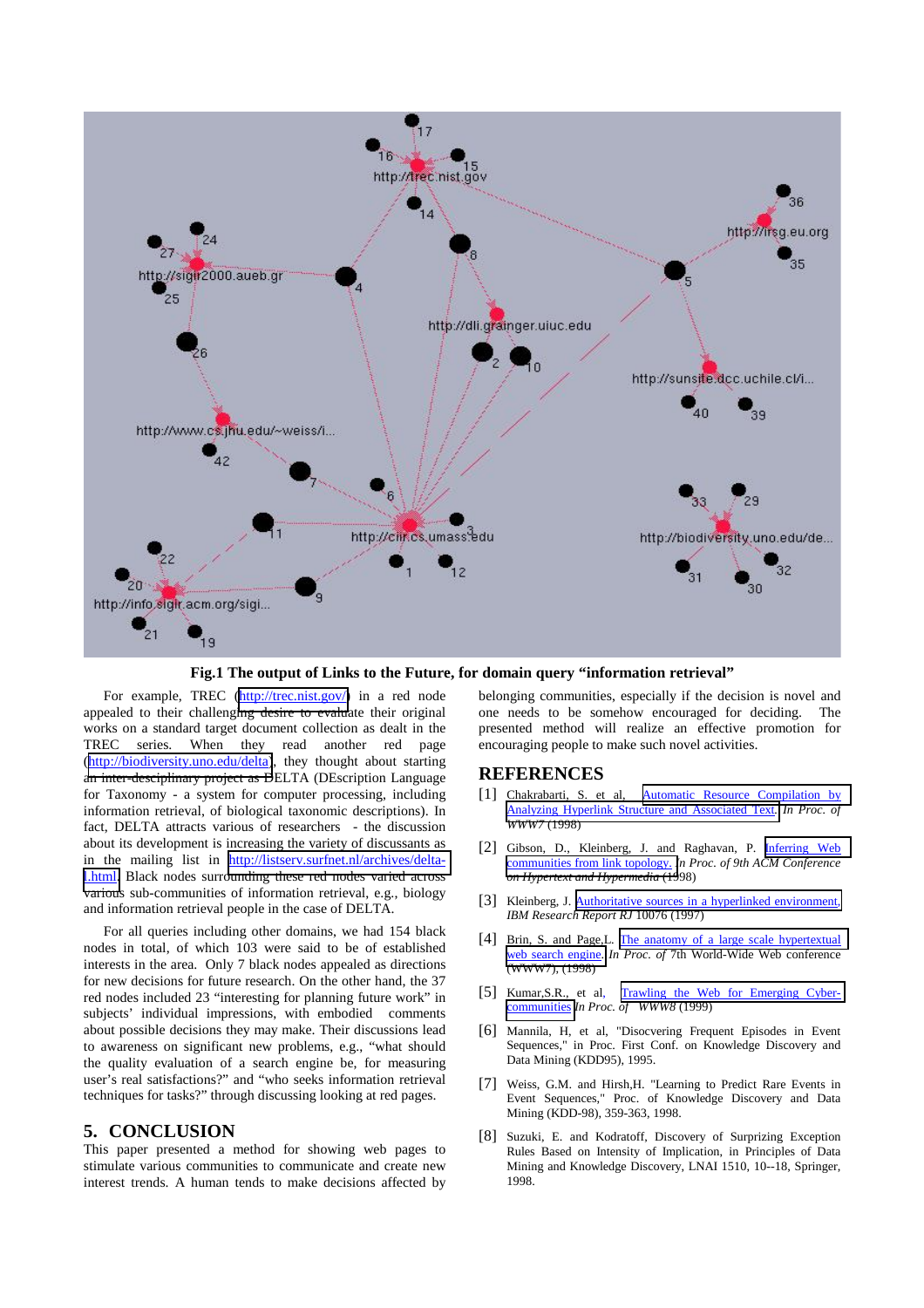http://trec.nist.gov
17
16
15
14
http://irsg.eu.org
36
35
24
27
http://sigir2000.aueb.gr
25
4
8
5
http://dli.grainger.uiuc.edu
2
10
26
http://sunsite.dcc.uchile.cl/i...
40
39
http://www.cs.jhu.edu/~weiss/i...
42
7
6
33
29
http://biodiversity.uno.edu/de...
11
http://ciir.cs.umass.edu
3
22
31
32
30
20
1
12
9
http://info.sigir.acm.org/sigi...
21
19

**Fig.1 The output of Links to the Future, for domain query "information retrieval"**

For example, TREC (http://trec.nist.gov/) in a red node appealed to their challenging desire to evaluate their original works on a standard target document collection as dealt in the TREC series. When they read another red page (http://biodiversity.uno.edu/delta), they thought about starting an inter-desciplinary project as DELTA (DEscription Language for Taxonomy - a system for computer processing, including information retrieval, of biological taxonomic descriptions). In fact, DELTA attracts various of researchers - the discussion about its development is increasing the variety of discussants as in the mailing list in http://listserv.surfnet.nl/archives/delta-l.html. Black nodes surrounding these red nodes varied across various sub-communities of information retrieval, e.g., biology and information retrieval people in the case of DELTA.

For all queries including other domains, we had 154 black nodes in total, of which 103 were said to be of established interests in the area. Only 7 black nodes appealed as directions for new decisions for future research. On the other hand, the 37 red nodes included 23 "interesting for planning future work" in subjects' individual impressions, with embodied comments about possible decisions they may make. Their discussions lead to awareness on significant new problems, e.g., "what should the quality evaluation of a search engine be, for measuring user's real satisfactions?" and "who seeks information retrieval techniques for tasks?" through discussing looking at red pages.

## 5. CONCLUSION

This paper presented a method for showing web pages to stimulate various communities to communicate and create new interest trends. A human tends to make decisions affected by belonging communities, especially if the decision is novel and one needs to be somehow encouraged for deciding. The presented method will realize an effective promotion for encouraging people to make such novel activities.

## REFERENCES

[1] Chakrabarti, S. et al, Automatic Resource Compilation by Analyzing Hyperlink Structure and Associated Text. *In Proc. of WWW7* (1998)

[2] Gibson, D., Kleinberg, J. and Raghavan, P. Inferring Web communities from link topology. *In Proc. of 9th ACM Conference on Hypertext and Hypermedia* (1998)

[3] Kleinberg, J. Authoritative sources in a hyperlinked environment, *IBM Research Report RJ* 10076 (1997)

[4] Brin, S. and Page,L. The anatomy of a large scale hypertextual web search engine. *In Proc. of* 7th World-Wide Web conference (WWW7), (1998)

[5] Kumar,S.R., et al, Trawling the Web for Emerging Cyber-communities *In Proc. of WWW8* (1999)

[6] Mannila, H, et al, "Discovering Frequent Episodes in Event Sequences," in Proc. First Conf. on Knowledge Discovery and Data Mining (KDD95), 1995.

[7] Weiss, G.M. and Hirsh,H. "Learning to Predict Rare Events in Event Sequences," Proc. of Knowledge Discovery and Data Mining (KDD-98), 359-363, 1998.

[8] Suzuki, E. and Kodratoff, Discovery of Surprizing Exception Rules Based on Intensity of Implication, in Principles of Data Mining and Knowledge Discovery, LNAI 1510, 10--18, Springer, 1998.